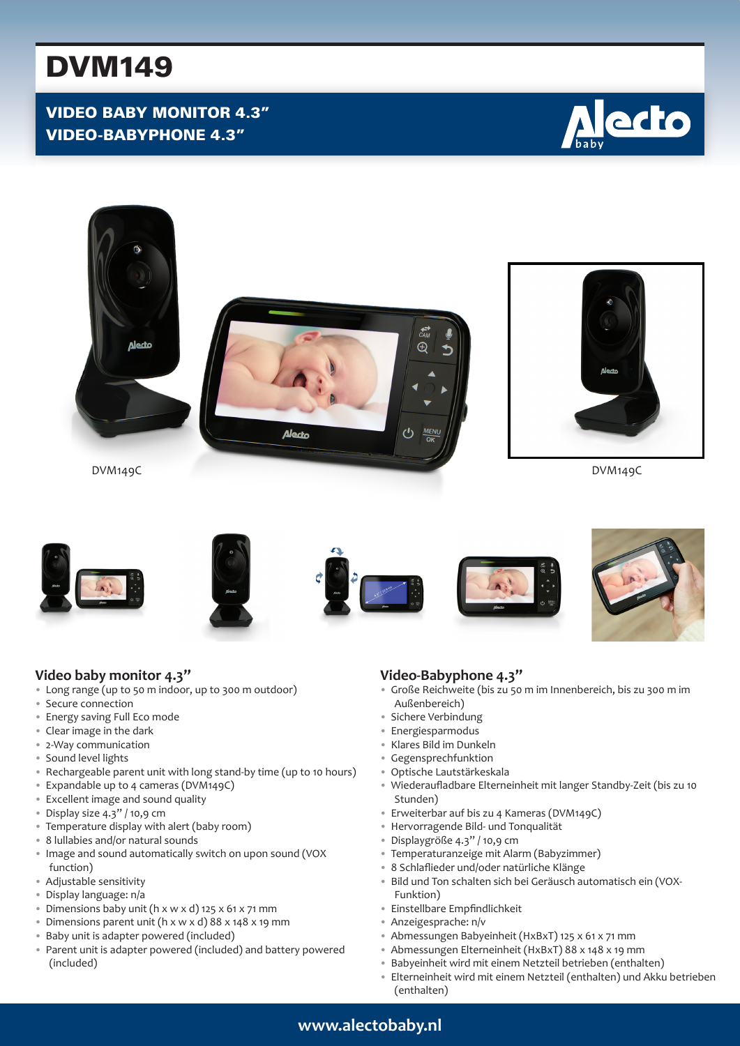# DVM149

## VIDEO BABY MONITOR 4.3"
## VIDEO-BABYPHONE 4.3"

DVM149C

DVM149C

### Video baby monitor 4.3"

- Long range (up to 50 m indoor, up to 300 m outdoor)
- Secure connection
- Energy saving Full Eco mode
- Clear image in the dark
- 2-Way communication
- Sound level lights
- Rechargeable parent unit with long stand-by time (up to 10 hours)
- Expandable up to 4 cameras (DVM149C)
- Excellent image and sound quality
- Display size 4.3" / 10,9 cm
- Temperature display with alert (baby room)
- 8 lullabies and/or natural sounds
- Image and sound automatically switch on upon sound (VOX function)
- Adjustable sensitivity
- Display language: n/a
- Dimensions baby unit (h x w x d) 125 x 61 x 71 mm
- Dimensions parent unit (h x w x d) 88 x 148 x 19 mm
- Baby unit is adapter powered (included)
- Parent unit is adapter powered (included) and battery powered (included)

### Video-Babyphone 4.3"

- Große Reichweite (bis zu 50 m im Innenbereich, bis zu 300 m im Außenbereich)
- Sichere Verbindung
- Energiesparmodus
- Klares Bild im Dunkeln
- Gegensprechfunktion
- Optische Lautstärkeskala
- Wiederaufladbare Elterneinheit mit langer Standby-Zeit (bis zu 10 Stunden)
- Erweiterbar auf bis zu 4 Kameras (DVM149C)
- Hervorragende Bild- und Tonqualität
- Displaygröße 4.3" / 10,9 cm
- Temperaturanzeige mit Alarm (Babyzimmer)
- 8 Schlaflieder und/oder natürliche Klänge
- Bild und Ton schalten sich bei Geräusch automatisch ein (VOX-Funktion)
- Einstellbare Empfindlichkeit
- Anzeigesprache: n/v
- Abmessungen Babyeinheit (HxBxT) 125 x 61 x 71 mm
- Abmessungen Elterneinheit (HxBxT) 88 x 148 x 19 mm
- Babyeinheit wird mit einem Netzteil betrieben (enthalten)
- Elterneinheit wird mit einem Netzteil (enthalten) und Akku betrieben (enthalten)

www.alectobaby.nl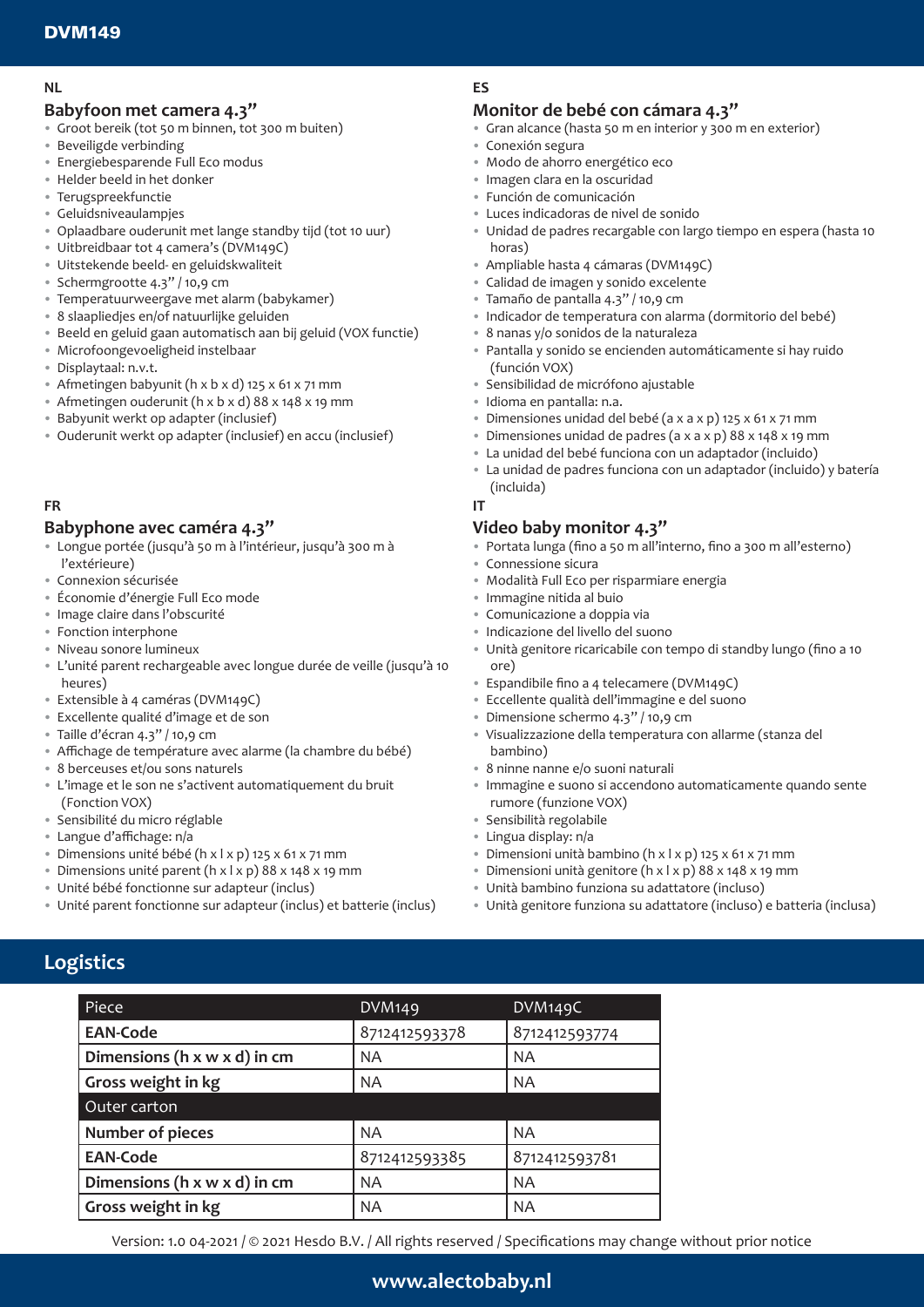## NL

### Babyfoon met camera 4.3"

- Groot bereik (tot 50 m binnen, tot 300 m buiten)
- Beveiligde verbinding
- Energiebesparende Full Eco modus
- Helder beeld in het donker
- Terugspreekfunctie
- Geluidsniveaulampjes
- Oplaadbare ouderunit met lange standby tijd (tot 10 uur)
- Uitbreidbaar tot 4 camera's (DVM149C)
- Uitstekende beeld- en geluidskwaliteit
- Schermgrootte 4.3" / 10,9 cm
- Temperatuurweergave met alarm (babykamer)
- 8 slaapliedjes en/of natuurlijke geluiden
- Beeld en geluid gaan automatisch aan bij geluid (VOX functie)
- Microfoongevoeligheid instelbaar
- Displaytaal: n.v.t.
- Afmetingen babyunit (h x b x d) 125 x 61 x 71 mm
- Afmetingen ouderunit (h x b x d) 88 x 148 x 19 mm
- Babyunit werkt op adapter (inclusief)
- Ouderunit werkt op adapter (inclusief) en accu (inclusief)

## FR

### Babyphone avec caméra 4.3"

- Longue portée (jusqu'à 50 m à l'intérieur, jusqu'à 300 m à l'extérieure)
- Connexion sécurisée
- Économie d'énergie Full Eco mode
- Image claire dans l'obscurité
- Fonction interphone
- Niveau sonore lumineux
- L'unité parent rechargeable avec longue durée de veille (jusqu'à 10 heures)
- Extensible à 4 caméras (DVM149C)
- Excellente qualité d'image et de son
- Taille d'écran 4.3" / 10,9 cm
- Affichage de température avec alarme (la chambre du bébé)
- 8 berceuses et/ou sons naturels
- L'image et le son ne s'activent automatiquement du bruit (Fonction VOX)
- Sensibilité du micro réglable
- Langue d'affichage: n/a
- Dimensions unité bébé (h x l x p) 125 x 61 x 71 mm
- Dimensions unité parent (h x l x p) 88 x 148 x 19 mm
- Unité bébé fonctionne sur adapteur (inclus)
- Unité parent fonctionne sur adapteur (inclus) et batterie (inclus)

## ES

### Monitor de bebé con cámara 4.3"

- Gran alcance (hasta 50 m en interior y 300 m en exterior)
- Conexión segura
- Modo de ahorro energético eco
- Imagen clara en la oscuridad
- Función de comunicación
- Luces indicadoras de nivel de sonido
- Unidad de padres recargable con largo tiempo en espera (hasta 10 horas)
- Ampliable hasta 4 cámaras (DVM149C)
- Calidad de imagen y sonido excelente
- Tamaño de pantalla 4.3" / 10,9 cm
- Indicador de temperatura con alarma (dormitorio del bebé)
- 8 nanas y/o sonidos de la naturaleza
- Pantalla y sonido se encienden automáticamente si hay ruido (función VOX)
- Sensibilidad de micrófono ajustable
- Idioma en pantalla: n.a.
- Dimensiones unidad del bebé (a x a x p) 125 x 61 x 71 mm
- Dimensiones unidad de padres (a x a x p) 88 x 148 x 19 mm
- La unidad del bebé funciona con un adaptador (incluido)
- La unidad de padres funciona con un adaptador (incluido) y batería (incluida)

## IT

### Video baby monitor 4.3"

- Portata lunga (fino a 50 m all'interno, fino a 300 m all'esterno)
- Connessione sicura
- Modalità Full Eco per risparmiare energia
- Immagine nitida al buio
- Comunicazione a doppia via
- Indicazione del livello del suono
- Unità genitore ricaricabile con tempo di standby lungo (fino a 10 ore)
- Espandibile fino a 4 telecamere (DVM149C)
- Eccellente qualità dell'immagine e del suono
- Dimensione schermo 4.3" / 10,9 cm
- Visualizzazione della temperatura con allarme (stanza del bambino)
- 8 ninne nanne e/o suoni naturali
- Immagine e suono si accendono automaticamente quando sente rumore (funzione VOX)
- Sensibilità regolabile
- Lingua display: n/a
- Dimensioni unità bambino (h x l x p) 125 x 61 x 71 mm
- Dimensioni unità genitore (h x l x p) 88 x 148 x 19 mm
- Unità bambino funziona su adattatore (incluso)
- Unità genitore funziona su adattatore (incluso) e batteria (inclusa)

## Logistics

| Piece | DVM149 | DVM149C |
|---|---|---|
| **EAN-Code** | 8712412593378 | 8712412593774 |
| **Dimensions (h x w x d) in cm** | NA | NA |
| **Gross weight in kg** | NA | NA |
| Outer carton | | |
| **Number of pieces** | NA | NA |
| **EAN-Code** | 8712412593385 | 8712412593781 |
| **Dimensions (h x w x d) in cm** | NA | NA |
| **Gross weight in kg** | NA | NA |

Version: 1.0 04-2021 / © 2021 Hesdo B.V. / All rights reserved / Specifications may change without prior notice

www.alectobaby.nl